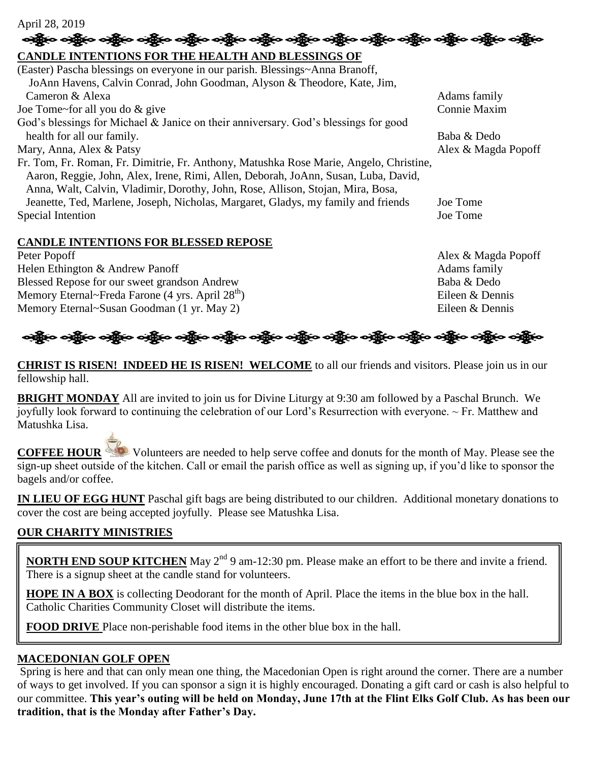April 28, 2019

## CANDLE INTENTIONS FOR THE HEALTH AND BLESSINGS OF

| | |
|---|---|
| (Easter) Pascha blessings on everyone in our parish. Blessings~Anna Branoff, JoAnn Havens, Calvin Conrad, John Goodman, Alyson & Theodore, Kate, Jim, Cameron & Alexa | Adams family |
| Joe Tome~for all you do & give | Connie Maxim |
| God's blessings for Michael & Janice on their anniversary. God's blessings for good health for all our family. | Baba & Dedo |
| Mary, Anna, Alex & Patsy | Alex & Magda Popoff |
| Fr. Tom, Fr. Roman, Fr. Dimitrie, Fr. Anthony, Matushka Rose Marie, Angelo, Christine, Aaron, Reggie, John, Alex, Irene, Rimi, Allen, Deborah, JoAnn, Susan, Luba, David, Anna, Walt, Calvin, Vladimir, Dorothy, John, Rose, Allison, Stojan, Mira, Bosa, Jeanette, Ted, Marlene, Joseph, Nicholas, Margaret, Gladys, my family and friends | Joe Tome |
| Special Intention | Joe Tome |

## CANDLE INTENTIONS FOR BLESSED REPOSE

| | |
|---|---|
| Peter Popoff | Alex & Magda Popoff |
| Helen Ethington & Andrew Panoff | Adams family |
| Blessed Repose for our sweet grandson Andrew | Baba & Dedo |
| Memory Eternal~Freda Farone (4 yrs. April 28th) | Eileen & Dennis |
| Memory Eternal~Susan Goodman (1 yr. May 2) | Eileen & Dennis |

**CHRIST IS RISEN! INDEED HE IS RISEN! WELCOME** to all our friends and visitors. Please join us in our fellowship hall.

**BRIGHT MONDAY** All are invited to join us for Divine Liturgy at 9:30 am followed by a Paschal Brunch. We joyfully look forward to continuing the celebration of our Lord's Resurrection with everyone. ~ Fr. Matthew and Matushka Lisa.

**COFFEE HOUR** Volunteers are needed to help serve coffee and donuts for the month of May. Please see the sign-up sheet outside of the kitchen. Call or email the parish office as well as signing up, if you'd like to sponsor the bagels and/or coffee.

**IN LIEU OF EGG HUNT** Paschal gift bags are being distributed to our children. Additional monetary donations to cover the cost are being accepted joyfully. Please see Matushka Lisa.

## OUR CHARITY MINISTRIES

**NORTH END SOUP KITCHEN** May 2nd 9 am-12:30 pm. Please make an effort to be there and invite a friend. There is a signup sheet at the candle stand for volunteers.

**HOPE IN A BOX** is collecting Deodorant for the month of April. Place the items in the blue box in the hall. Catholic Charities Community Closet will distribute the items.

**FOOD DRIVE** Place non-perishable food items in the other blue box in the hall.

## MACEDONIAN GOLF OPEN

Spring is here and that can only mean one thing, the Macedonian Open is right around the corner. There are a number of ways to get involved. If you can sponsor a sign it is highly encouraged. Donating a gift card or cash is also helpful to our committee. **This year's outing will be held on Monday, June 17th at the Flint Elks Golf Club. As has been our tradition, that is the Monday after Father's Day.**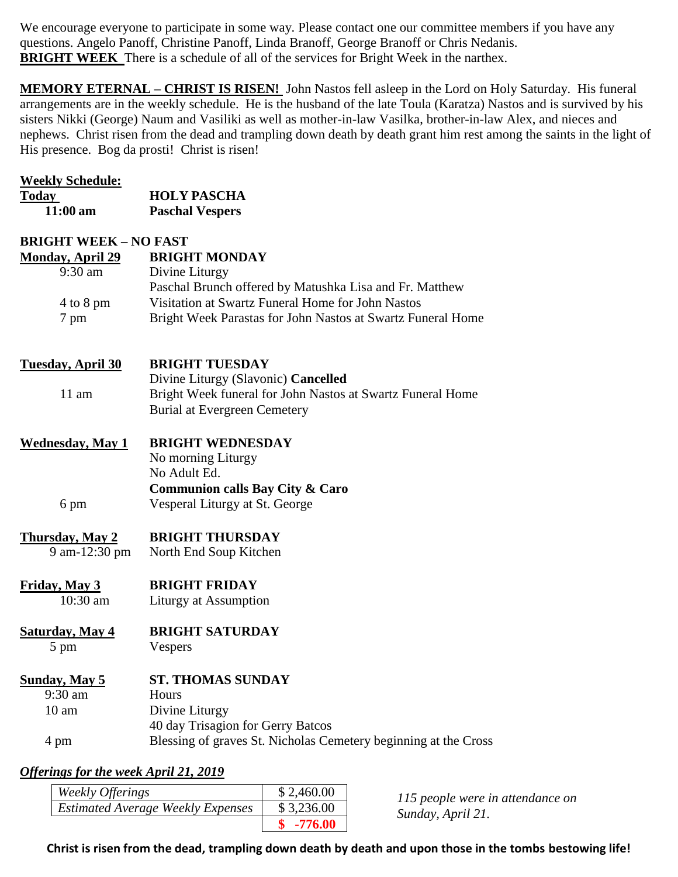We encourage everyone to participate in some way. Please contact one our committee members if you have any questions. Angelo Panoff, Christine Panoff, Linda Branoff, George Branoff or Chris Nedanis.

**BRIGHT WEEK** There is a schedule of all of the services for Bright Week in the narthex.

**MEMORY ETERNAL – CHRIST IS RISEN!** John Nastos fell asleep in the Lord on Holy Saturday. His funeral arrangements are in the weekly schedule. He is the husband of the late Toula (Karatza) Nastos and is survived by his sisters Nikki (George) Naum and Vasiliki as well as mother-in-law Vasilka, brother-in-law Alex, and nieces and nephews. Christ risen from the dead and trampling down death by death grant him rest among the saints in the light of His presence. Bog da prosti! Christ is risen!

**Weekly Schedule:**

**Today** — **HOLY PASCHA**
- **11:00 am** — **Paschal Vespers**

**BRIGHT WEEK – NO FAST**

**Monday, April 29** — **BRIGHT MONDAY**
- 9:30 am — Divine Liturgy
- Paschal Brunch offered by Matushka Lisa and Fr. Matthew
- 4 to 8 pm — Visitation at Swartz Funeral Home for John Nastos
- 7 pm — Bright Week Parastas for John Nastos at Swartz Funeral Home

**Tuesday, April 30** — **BRIGHT TUESDAY**
- Divine Liturgy (Slavonic) **Cancelled**
- 11 am — Bright Week funeral for John Nastos at Swartz Funeral Home
- Burial at Evergreen Cemetery

**Wednesday, May 1** — **BRIGHT WEDNESDAY**
- No morning Liturgy
- No Adult Ed.
- **Communion calls Bay City & Caro**
- 6 pm — Vesperal Liturgy at St. George

**Thursday, May 2** — **BRIGHT THURSDAY**
- 9 am-12:30 pm — North End Soup Kitchen

**Friday, May 3** — **BRIGHT FRIDAY**
- 10:30 am — Liturgy at Assumption

**Saturday, May 4** — **BRIGHT SATURDAY**
- 5 pm — Vespers

**Sunday, May 5** — **ST. THOMAS SUNDAY**
- 9:30 am — Hours
- 10 am — Divine Liturgy
- 40 day Trisagion for Gerry Batcos
- 4 pm — Blessing of graves St. Nicholas Cemetery beginning at the Cross

***Offerings for the week April 21, 2019***

| | |
|---|---|
| *Weekly Offerings* | $ 2,460.00 |
| *Estimated Average Weekly Expenses* | $ 3,236.00 |
| | **$ -776.00** |

*115 people were in attendance on Sunday, April 21.*

**Christ is risen from the dead, trampling down death by death and upon those in the tombs bestowing life!**